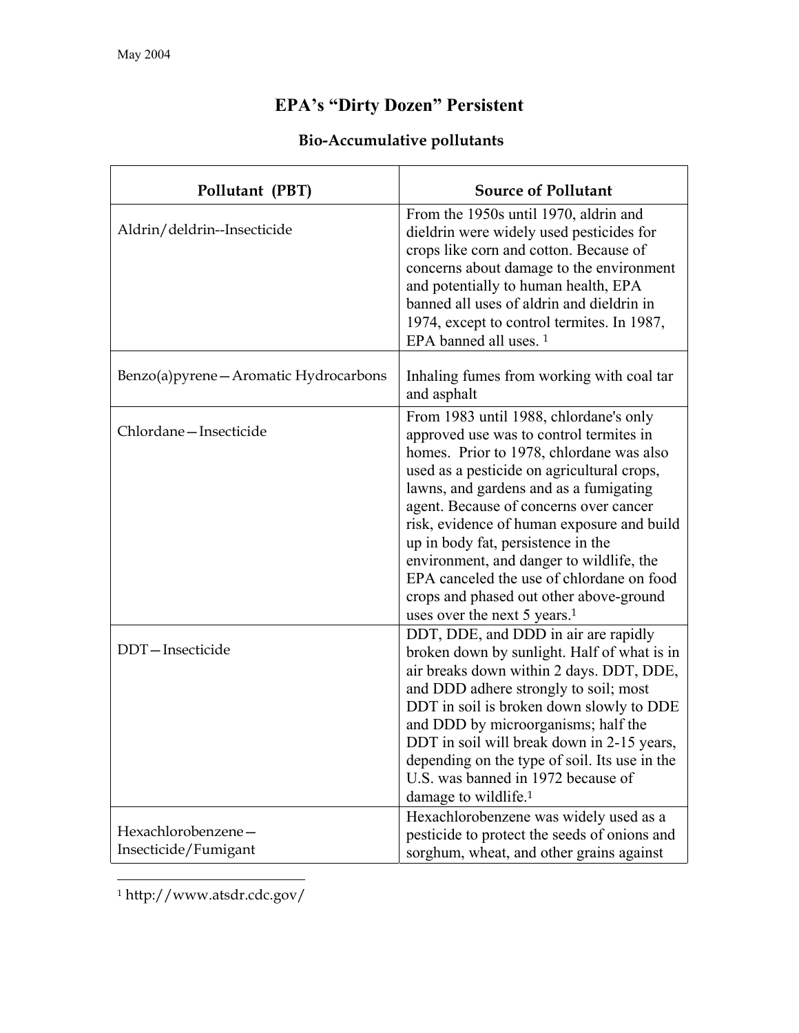May 2004

# EPA's "Dirty Dozen" Persistent

## Bio-Accumulative pollutants

| Pollutant (PBT) | Source of Pollutant |
|---|---|
| Aldrin/deldrin--Insecticide | From the 1950s until 1970, aldrin and dieldrin were widely used pesticides for crops like corn and cotton. Because of concerns about damage to the environment and potentially to human health, EPA banned all uses of aldrin and dieldrin in 1974, except to control termites. In 1987, EPA banned all uses. [1] |
| Benzo(a)pyrene—Aromatic Hydrocarbons | Inhaling fumes from working with coal tar and asphalt |
| Chlordane—Insecticide | From 1983 until 1988, chlordane's only approved use was to control termites in homes. Prior to 1978, chlordane was also used as a pesticide on agricultural crops, lawns, and gardens and as a fumigating agent. Because of concerns over cancer risk, evidence of human exposure and build up in body fat, persistence in the environment, and danger to wildlife, the EPA canceled the use of chlordane on food crops and phased out other above-ground uses over the next 5 years.[1] |
| DDT—Insecticide | DDT, DDE, and DDD in air are rapidly broken down by sunlight. Half of what is in air breaks down within 2 days. DDT, DDE, and DDD adhere strongly to soil; most DDT in soil is broken down slowly to DDE and DDD by microorganisms; half the DDT in soil will break down in 2-15 years, depending on the type of soil. Its use in the U.S. was banned in 1972 because of damage to wildlife.[1] |
| Hexachlorobenzene—Insecticide/Fumigant | Hexachlorobenzene was widely used as a pesticide to protect the seeds of onions and sorghum, wheat, and other grains against |

[1] http://www.atsdr.cdc.gov/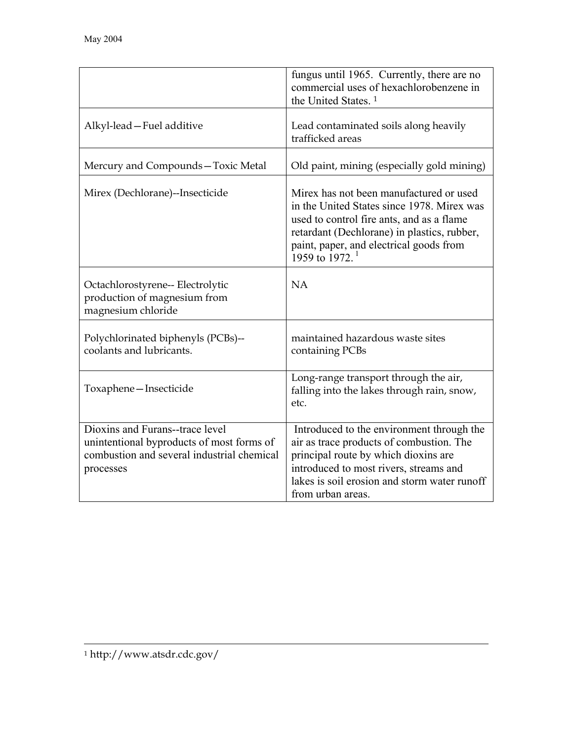| | |
|---|---|
| | fungus until 1965. Currently, there are no commercial uses of hexachlorobenzene in the United States. [1] |
| Alkyl-lead—Fuel additive | Lead contaminated soils along heavily trafficked areas |
| Mercury and Compounds—Toxic Metal | Old paint, mining (especially gold mining) |
| Mirex (Dechlorane)--Insecticide | Mirex has not been manufactured or used in the United States since 1978. Mirex was used to control fire ants, and as a flame retardant (Dechlorane) in plastics, rubber, paint, paper, and electrical goods from 1959 to 1972. [1] |
| Octachlorostyrene-- Electrolytic production of magnesium from magnesium chloride | NA |
| Polychlorinated biphenyls (PCBs)--coolants and lubricants. | maintained hazardous waste sites containing PCBs |
| Toxaphene—Insecticide | Long-range transport through the air, falling into the lakes through rain, snow, etc. |
| Dioxins and Furans--trace level unintentional byproducts of most forms of combustion and several industrial chemical processes | Introduced to the environment through the air as trace products of combustion. The principal route by which dioxins are introduced to most rivers, streams and lakes is soil erosion and storm water runoff from urban areas. |

[1] http://www.atsdr.cdc.gov/